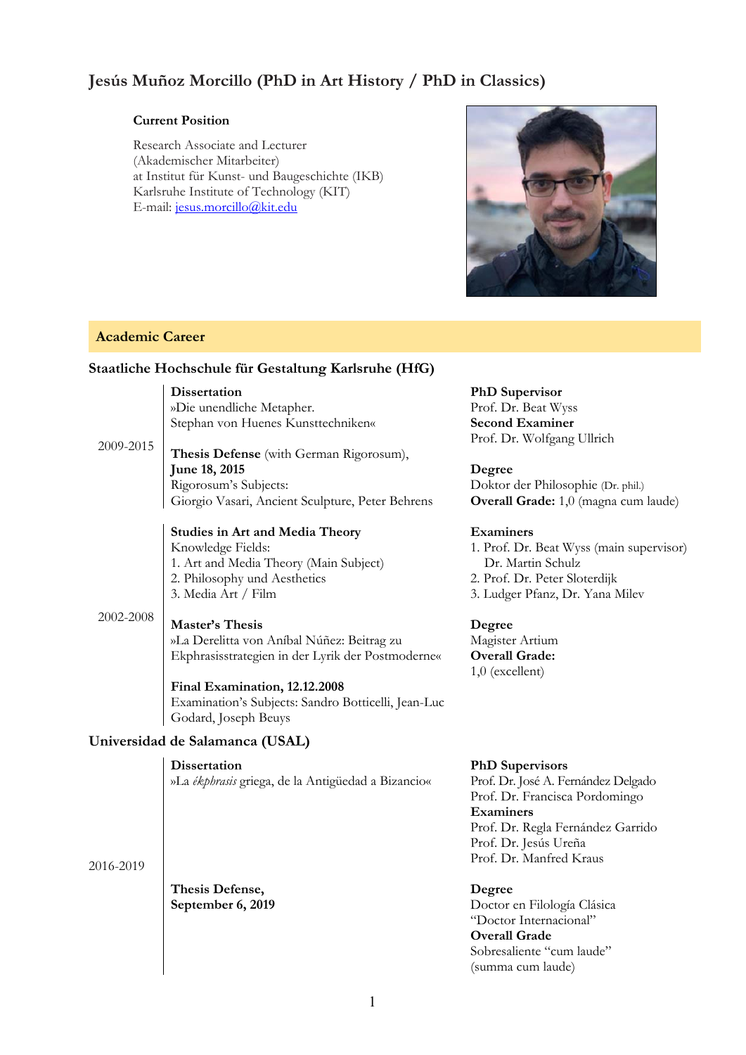# Jesús Muñoz Morcillo (PhD in Art History / PhD in Classics)

**Current Position**

Research Associate and Lecturer
(Akademischer Mitarbeiter)
at Institut für Kunst- und Baugeschichte (IKB)
Karlsruhe Institute of Technology (KIT)
E-mail: jesus.morcillo@kit.edu

## Academic Career

### Staatliche Hochschule für Gestaltung Karlsruhe (HfG)

**2009-2015**

**Dissertation**
»Die unendliche Metapher.
Stephan von Huenes Kunsttechniken«

**Thesis Defense** (with German Rigorosum),
**June 18, 2015**
Rigorosum's Subjects:
Giorgio Vasari, Ancient Sculpture, Peter Behrens

**PhD Supervisor**
Prof. Dr. Beat Wyss
**Second Examiner**
Prof. Dr. Wolfgang Ullrich

**Degree**
Doktor der Philosophie (Dr. phil.)
**Overall Grade:** 1,0 (magna cum laude)

**2002-2008**

**Studies in Art and Media Theory**
Knowledge Fields:
1. Art and Media Theory (Main Subject)
2. Philosophy und Aesthetics
3. Media Art / Film

**Examiners**
1. Prof. Dr. Beat Wyss (main supervisor)
   Dr. Martin Schulz
2. Prof. Dr. Peter Sloterdijk
3. Ludger Pfanz, Dr. Yana Milev

**Master's Thesis**
»La Derelitta von Aníbal Núñez: Beitrag zu Ekphrasisstrategien in der Lyrik der Postmoderne«

**Degree**
Magister Artium
**Overall Grade:**
1,0 (excellent)

**Final Examination, 12.12.2008**
Examination's Subjects: Sandro Botticelli, Jean-Luc Godard, Joseph Beuys

### Universidad de Salamanca (USAL)

**2016-2019**

**Dissertation**
»La *ékphrasis* griega, de la Antigüedad a Bizancio«

**PhD Supervisors**
Prof. Dr. José A. Fernández Delgado
Prof. Dr. Francisca Pordomingo
**Examiners**
Prof. Dr. Regla Fernández Garrido
Prof. Dr. Jesús Ureña
Prof. Dr. Manfred Kraus

**Thesis Defense,**
**September 6, 2019**

**Degree**
Doctor en Filología Clásica
"Doctor Internacional"
**Overall Grade**
Sobresaliente "cum laude"
(summa cum laude)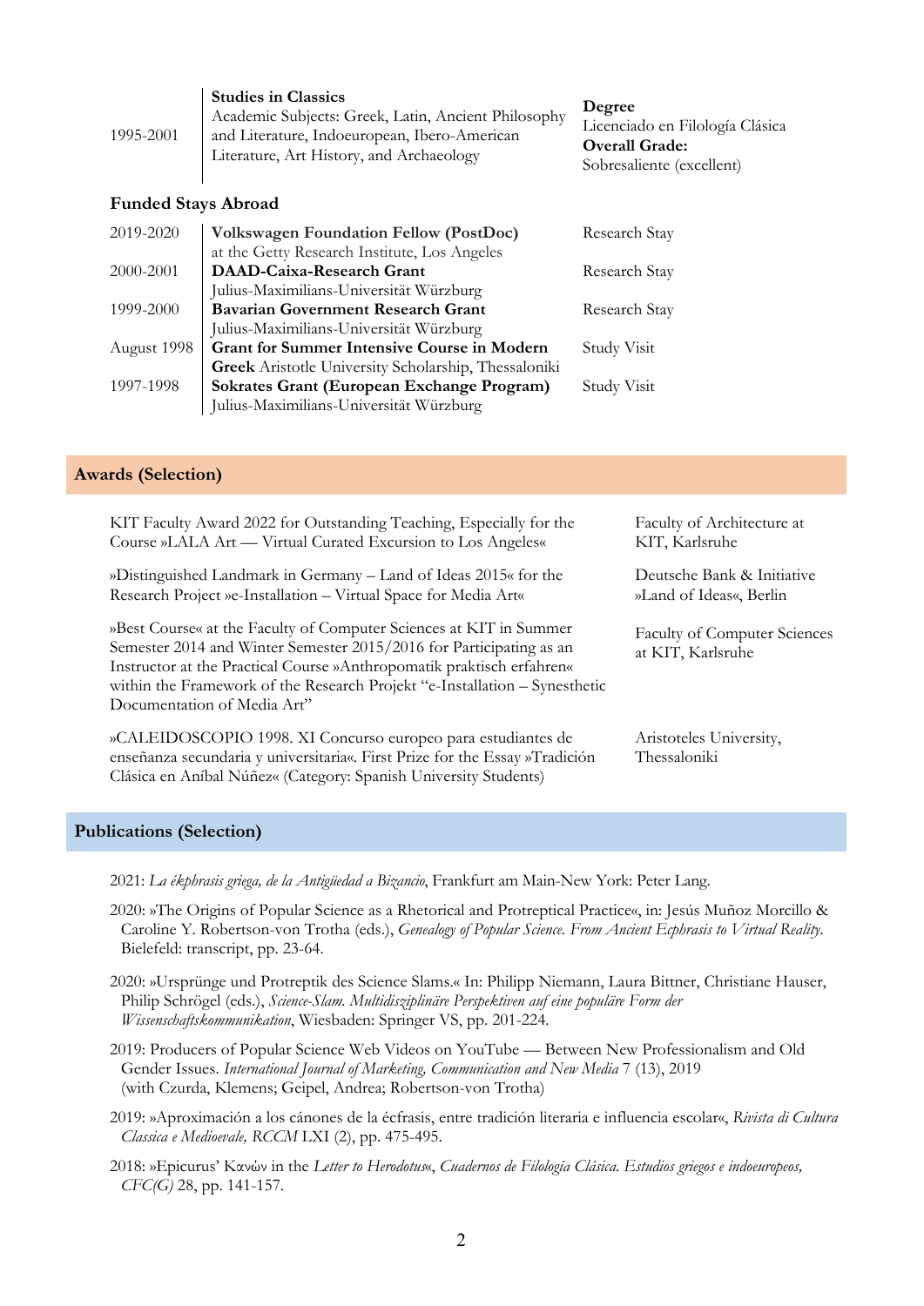| | | |
|---|---|---|
| 1995-2001 | **Studies in Classics**<br>Academic Subjects: Greek, Latin, Ancient Philosophy and Literature, Indoeuropean, Ibero-American Literature, Art History, and Archaeology | **Degree**<br>Licenciado en Filología Clásica<br>**Overall Grade:**<br>Sobresaliente (excellent) |

### Funded Stays Abroad

| | | |
|---|---|---|
| 2019-2020 | **Volkswagen Foundation Fellow (PostDoc)**<br>at the Getty Research Institute, Los Angeles | Research Stay |
| 2000-2001 | **DAAD-Caixa-Research Grant**<br>Julius-Maximilians-Universität Würzburg | Research Stay |
| 1999-2000 | **Bavarian Government Research Grant**<br>Julius-Maximilians-Universität Würzburg | Research Stay |
| August 1998 | **Grant for Summer Intensive Course in Modern Greek** Aristotle University Scholarship, Thessaloniki | Study Visit |
| 1997-1998 | **Sokrates Grant (European Exchange Program)**<br>Julius-Maximilians-Universität Würzburg | Study Visit |

## Awards (Selection)

| | |
|---|---|
| KIT Faculty Award 2022 for Outstanding Teaching, Especially for the Course »LALA Art — Virtual Curated Excursion to Los Angeles« | Faculty of Architecture at KIT, Karlsruhe |
| »Distinguished Landmark in Germany – Land of Ideas 2015« for the Research Project »e-Installation – Virtual Space for Media Art« | Deutsche Bank & Initiative »Land of Ideas«, Berlin |
| »Best Course« at the Faculty of Computer Sciences at KIT in Summer Semester 2014 and Winter Semester 2015/2016 for Participating as an Instructor at the Practical Course »Anthropomatik praktisch erfahren« within the Framework of the Research Projekt "e-Installation – Synesthetic Documentation of Media Art" | Faculty of Computer Sciences at KIT, Karlsruhe |
| »CALEIDOSCOPIO 1998. XI Concurso europeo para estudiantes de enseñanza secundaria y universitaria«. First Prize for the Essay »Tradición Clásica en Aníbal Núñez« (Category: Spanish University Students) | Aristoteles University, Thessaloniki |

## Publications (Selection)

2021: *La ékphrasis griega, de la Antigüedad a Bizancio*, Frankfurt am Main-New York: Peter Lang.

2020: »The Origins of Popular Science as a Rhetorical and Protreptical Practice«, in: Jesús Muñoz Morcillo & Caroline Y. Robertson-von Trotha (eds.), *Genealogy of Popular Science. From Ancient Ecphrasis to Virtual Reality*. Bielefeld: transcript, pp. 23-64.

2020: »Ursprünge und Protreptik des Science Slams.« In: Philipp Niemann, Laura Bittner, Christiane Hauser, Philip Schrögel (eds.), *Science-Slam. Multidisziplinäre Perspektiven auf eine populäre Form der Wissenschaftskommunikation*, Wiesbaden: Springer VS, pp. 201-224.

2019: Producers of Popular Science Web Videos on YouTube — Between New Professionalism and Old Gender Issues. *International Journal of Marketing, Communication and New Media* 7 (13), 2019 (with Czurda, Klemens; Geipel, Andrea; Robertson-von Trotha)

2019: »Aproximación a los cánones de la écfrasis, entre tradición literaria e influencia escolar«, *Rivista di Cultura Classica e Medioevale, RCCM* LXI (2), pp. 475-495.

2018: »Epicurus' Κανών in the *Letter to Herodotus*«, *Cuadernos de Filología Clásica. Estudios griegos e indoeuropeos, CFC(G)* 28, pp. 141-157.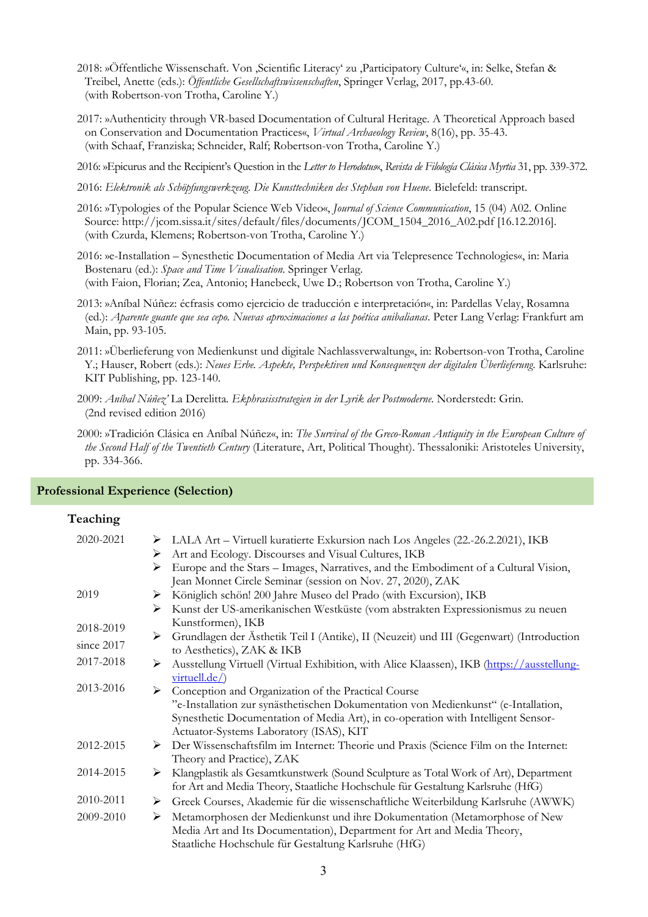2018: »Öffentliche Wissenschaft. Von ‚Scientific Literacy' zu ‚Participatory Culture'«, in: Selke, Stefan & Treibel, Anette (eds.): *Öffentliche Gesellschaftswissenschaften*, Springer Verlag, 2017, pp.43-60. (with Robertson-von Trotha, Caroline Y.)

2017: »Authenticity through VR-based Documentation of Cultural Heritage. A Theoretical Approach based on Conservation and Documentation Practices«, *Virtual Archaeology Review*, 8(16), pp. 35-43. (with Schaaf, Franziska; Schneider, Ralf; Robertson-von Trotha, Caroline Y.)

2016: »Epicurus and the Recipient's Question in the *Letter to Herodotus*«, *Revista de Filología Clásica Myrtia* 31, pp. 339-372.

2016: *Elektronik als Schöpfungswerkzeug. Die Kunsttechniken des Stephan von Huene*. Bielefeld: transcript.

2016: »Typologies of the Popular Science Web Video«, *Journal of Science Communication*, 15 (04) A02. Online Source: http://jcom.sissa.it/sites/default/files/documents/JCOM_1504_2016_A02.pdf [16.12.2016]. (with Czurda, Klemens; Robertson-von Trotha, Caroline Y.)

2016: »e-Installation – Synesthetic Documentation of Media Art via Telepresence Technologies«, in: Maria Bostenaru (ed.): *Space and Time Visualisation*. Springer Verlag. (with Faion, Florian; Zea, Antonio; Hanebeck, Uwe D.; Robertson von Trotha, Caroline Y.)

2013: »Aníbal Núñez: écfrasis como ejercicio de traducción e interpretación«, in: Pardellas Velay, Rosamna (ed.): *Aparente guante que sea cepo. Nuevas aproximaciones a las poética anibalianas*. Peter Lang Verlag: Frankfurt am Main, pp. 93-105.

2011: »Überlieferung von Medienkunst und digitale Nachlassverwaltung«, in: Robertson-von Trotha, Caroline Y.; Hauser, Robert (eds.): *Neues Erbe. Aspekte, Perspektiven und Konsequenzen der digitalen Überlieferung*. Karlsruhe: KIT Publishing, pp. 123-140.

2009: *Aníbal Núñez'* La Derelitta. *Ekphrasisstrategien in der Lyrik der Postmoderne*. Norderstedt: Grin. (2nd revised edition 2016)

2000: »Tradición Clásica en Aníbal Núñez«, in: *The Survival of the Greco-Roman Antiquity in the European Culture of the Second Half of the Twentieth Century* (Literature, Art, Political Thought). Thessaloniki: Aristoteles University, pp. 334-366.

## Professional Experience (Selection)

### Teaching

2020-2021
- LALA Art – Virtuell kuratierte Exkursion nach Los Angeles (22.-26.2.2021), IKB
- Art and Ecology. Discourses and Visual Cultures, IKB
- Europe and the Stars – Images, Narratives, and the Embodiment of a Cultural Vision, Jean Monnet Circle Seminar (session on Nov. 27, 2020), ZAK

2019
- Königlich schön! 200 Jahre Museo del Prado (with Excursion), IKB
- Kunst der US-amerikanischen Westküste (vom abstrakten Expressionismus zu neuen Kunstformen), IKB

2018-2019 / since 2017
- Grundlagen der Ästhetik Teil I (Antike), II (Neuzeit) und III (Gegenwart) (Introduction to Aesthetics), ZAK & IKB

2017-2018
- Ausstellung Virtuell (Virtual Exhibition, with Alice Klaassen), IKB (https://ausstellung-virtuell.de/)

2013-2016
- Conception and Organization of the Practical Course "e-Installation zur synästhetischen Dokumentation von Medienkunst" (e-Intallation, Synesthetic Documentation of Media Art), in co-operation with Intelligent Sensor-Actuator-Systems Laboratory (ISAS), KIT

2012-2015
- Der Wissenschaftsfilm im Internet: Theorie und Praxis (Science Film on the Internet: Theory and Practice), ZAK

2014-2015
- Klangplastik als Gesamtkunstwerk (Sound Sculpture as Total Work of Art), Department for Art and Media Theory, Staatliche Hochschule für Gestaltung Karlsruhe (HfG)

2010-2011
- Greek Courses, Akademie für die wissenschaftliche Weiterbildung Karlsruhe (AWWK)

2009-2010
- Metamorphosen der Medienkunst und ihre Dokumentation (Metamorphose of New Media Art and Its Documentation), Department for Art and Media Theory, Staatliche Hochschule für Gestaltung Karlsruhe (HfG)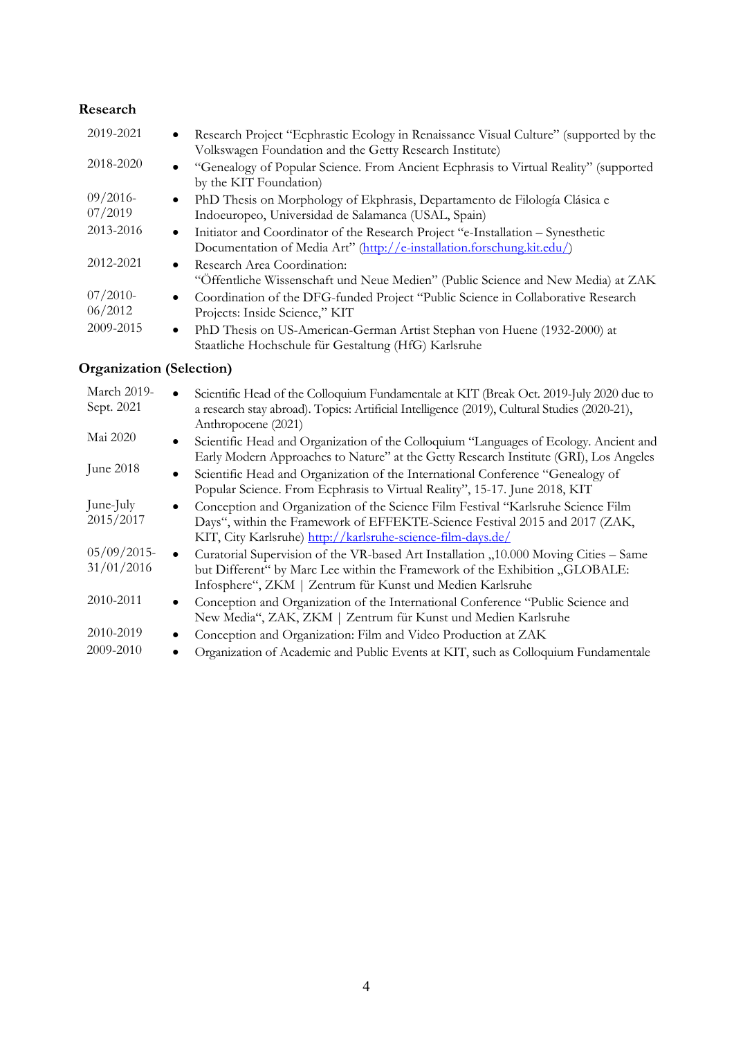## Research

| | |
|---|---|
| 2019-2021 | • Research Project "Ecphrastic Ecology in Renaissance Visual Culture" (supported by the Volkswagen Foundation and the Getty Research Institute) |
| 2018-2020 | • "Genealogy of Popular Science. From Ancient Ecphrasis to Virtual Reality" (supported by the KIT Foundation) |
| 09/2016-07/2019 | • PhD Thesis on Morphology of Ekphrasis, Departamento de Filología Clásica e Indoeuropeo, Universidad de Salamanca (USAL, Spain) |
| 2013-2016 | • Initiator and Coordinator of the Research Project "e-Installation – Synesthetic Documentation of Media Art" (http://e-installation.forschung.kit.edu/) |
| 2012-2021 | • Research Area Coordination: "Öffentliche Wissenschaft und Neue Medien" (Public Science and New Media) at ZAK |
| 07/2010-06/2012 | • Coordination of the DFG-funded Project "Public Science in Collaborative Research Projects: Inside Science," KIT |
| 2009-2015 | • PhD Thesis on US-American-German Artist Stephan von Huene (1932-2000) at Staatliche Hochschule für Gestaltung (HfG) Karlsruhe |

## Organization (Selection)

| | |
|---|---|
| March 2019-Sept. 2021 | • Scientific Head of the Colloquium Fundamentale at KIT (Break Oct. 2019-July 2020 due to a research stay abroad). Topics: Artificial Intelligence (2019), Cultural Studies (2020-21), Anthropocene (2021) |
| Mai 2020 | • Scientific Head and Organization of the Colloquium "Languages of Ecology. Ancient and Early Modern Approaches to Nature" at the Getty Research Institute (GRI), Los Angeles |
| June 2018 | • Scientific Head and Organization of the International Conference "Genealogy of Popular Science. From Ecphrasis to Virtual Reality", 15-17. June 2018, KIT |
| June-July 2015/2017 | • Conception and Organization of the Science Film Festival "Karlsruhe Science Film Days", within the Framework of EFFEKTE-Science Festival 2015 and 2017 (ZAK, KIT, City Karlsruhe) http://karlsruhe-science-film-days.de/ |
| 05/09/2015-31/01/2016 | • Curatorial Supervision of the VR-based Art Installation „10.000 Moving Cities – Same but Different" by Marc Lee within the Framework of the Exhibition „GLOBALE: Infosphere", ZKM \| Zentrum für Kunst und Medien Karlsruhe |
| 2010-2011 | • Conception and Organization of the International Conference "Public Science and New Media", ZAK, ZKM \| Zentrum für Kunst und Medien Karlsruhe |
| 2010-2019 | • Conception and Organization: Film and Video Production at ZAK |
| 2009-2010 | • Organization of Academic and Public Events at KIT, such as Colloquium Fundamentale |